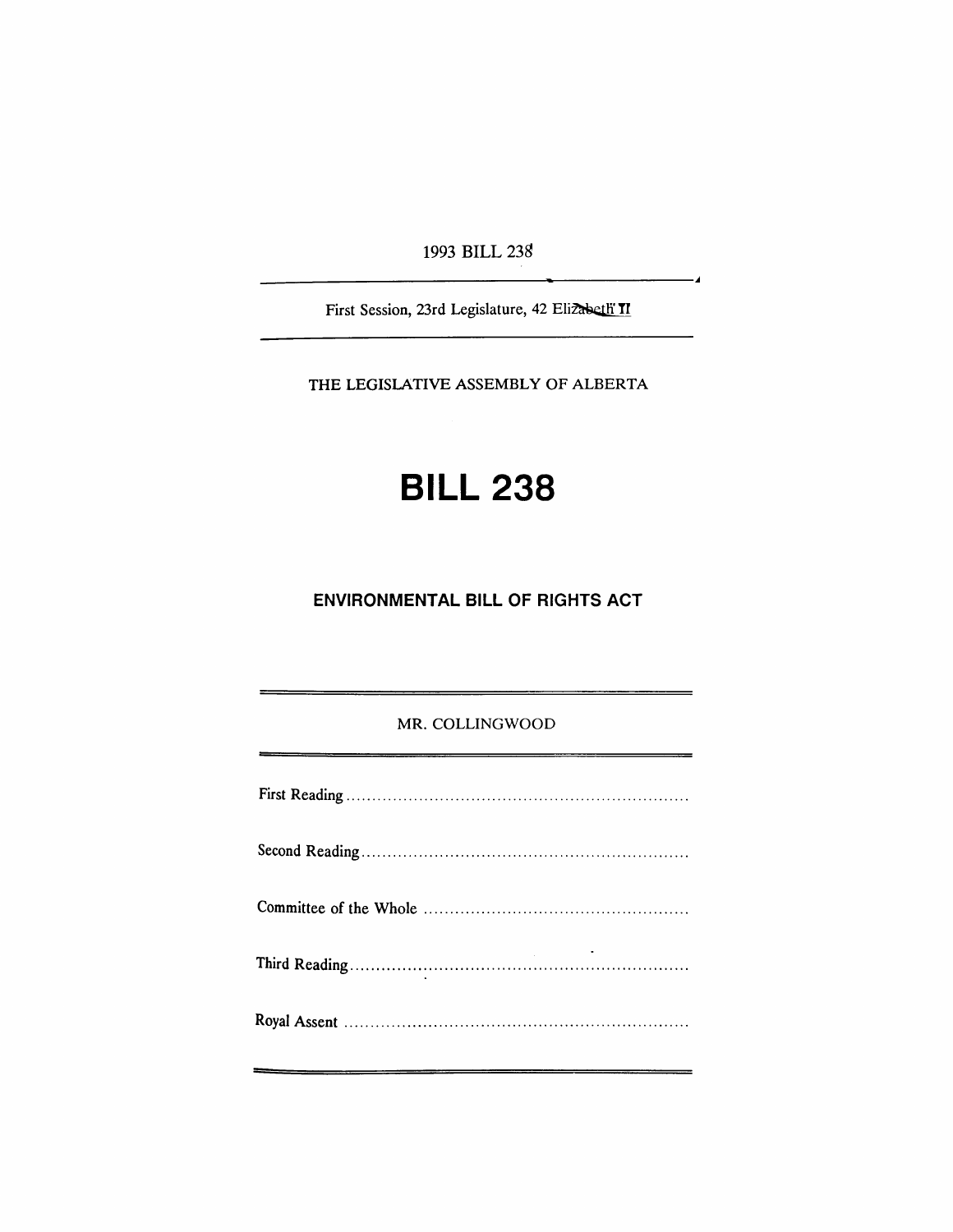1993 BILL 238

First Session, 23rd Legislature, 42 Elizabeth II

THE LEGISLATIVE ASSEMBLY OF ALBERTA

# BILL 238

## ENVIRONMENTAL BILL OF RIGHTS ACT

MR. COLLINGWOOD

First Reading ..................................................................

Second Reading ..............................................................

Committee of the Whole ..................................................

Third Reading .................................................................

Royal Assent ..................................................................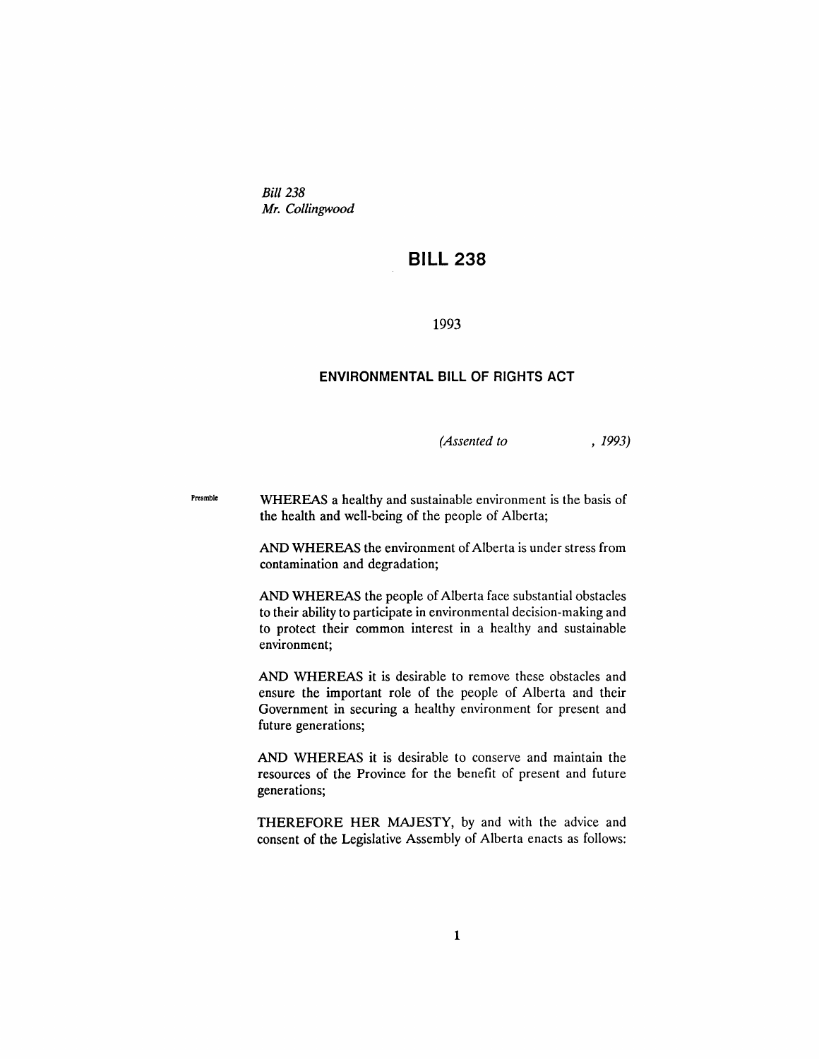*Bill 238*
*Mr. Collingwood*

# BILL 238

1993

## ENVIRONMENTAL BILL OF RIGHTS ACT

*(Assented to , 1993)*

Preamble

WHEREAS a healthy and sustainable environment is the basis of the health and well-being of the people of Alberta;

AND WHEREAS the environment of Alberta is under stress from contamination and degradation;

AND WHEREAS the people of Alberta face substantial obstacles to their ability to participate in environmental decision-making and to protect their common interest in a healthy and sustainable environment;

AND WHEREAS it is desirable to remove these obstacles and ensure the important role of the people of Alberta and their Government in securing a healthy environment for present and future generations;

AND WHEREAS it is desirable to conserve and maintain the resources of the Province for the benefit of present and future generations;

THEREFORE HER MAJESTY, by and with the advice and consent of the Legislative Assembly of Alberta enacts as follows: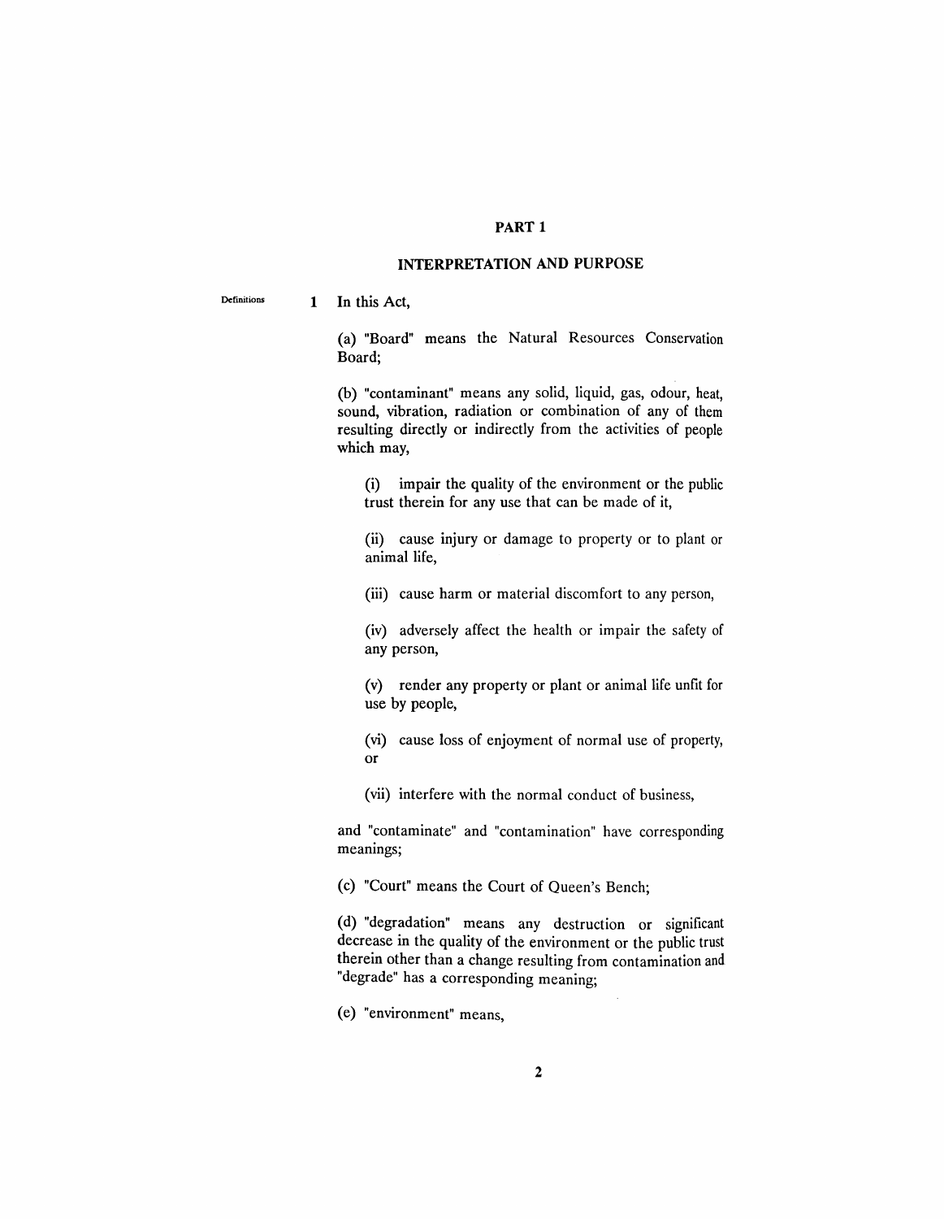## PART 1

### INTERPRETATION AND PURPOSE

Definitions

**1** In this Act,

(a) "Board" means the Natural Resources Conservation Board;

(b) "contaminant" means any solid, liquid, gas, odour, heat, sound, vibration, radiation or combination of any of them resulting directly or indirectly from the activities of people which may,

(i) impair the quality of the environment or the public trust therein for any use that can be made of it,

(ii) cause injury or damage to property or to plant or animal life,

(iii) cause harm or material discomfort to any person,

(iv) adversely affect the health or impair the safety of any person,

(v) render any property or plant or animal life unfit for use by people,

(vi) cause loss of enjoyment of normal use of property, or

(vii) interfere with the normal conduct of business,

and "contaminate" and "contamination" have corresponding meanings;

(c) "Court" means the Court of Queen's Bench;

(d) "degradation" means any destruction or significant decrease in the quality of the environment or the public trust therein other than a change resulting from contamination and "degrade" has a corresponding meaning;

(e) "environment" means,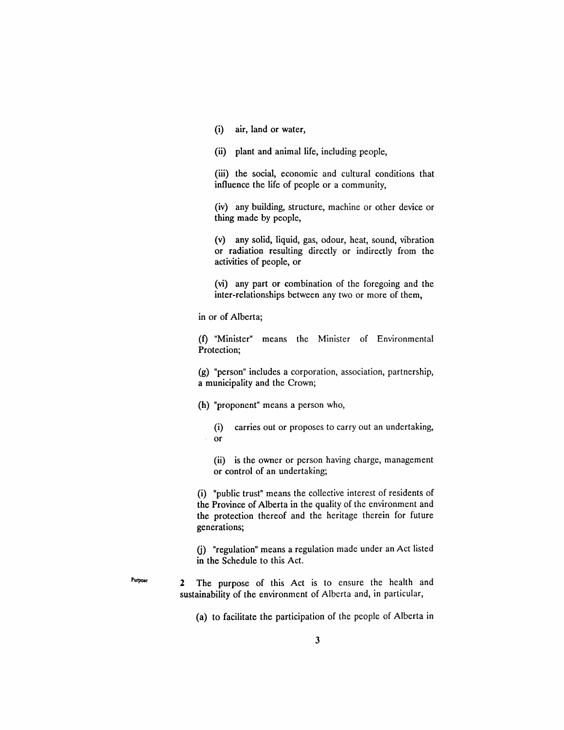(i) air, land or water,

(ii) plant and animal life, including people,

(iii) the social, economic and cultural conditions that influence the life of people or a community,

(iv) any building, structure, machine or other device or thing made by people,

(v) any solid, liquid, gas, odour, heat, sound, vibration or radiation resulting directly or indirectly from the activities of people, or

(vi) any part or combination of the foregoing and the inter-relationships between any two or more of them,

in or of Alberta;

(f) "Minister" means the Minister of Environmental Protection;

(g) "person" includes a corporation, association, partnership, a municipality and the Crown;

(h) "proponent" means a person who,

(i) carries out or proposes to carry out an undertaking, or

(ii) is the owner or person having charge, management or control of an undertaking;

(i) "public trust" means the collective interest of residents of the Province of Alberta in the quality of the environment and the protection thereof and the heritage therein for future generations;

(j) "regulation" means a regulation made under an Act listed in the Schedule to this Act.

Purpose

2 The purpose of this Act is to ensure the health and sustainability of the environment of Alberta and, in particular,

(a) to facilitate the participation of the people of Alberta in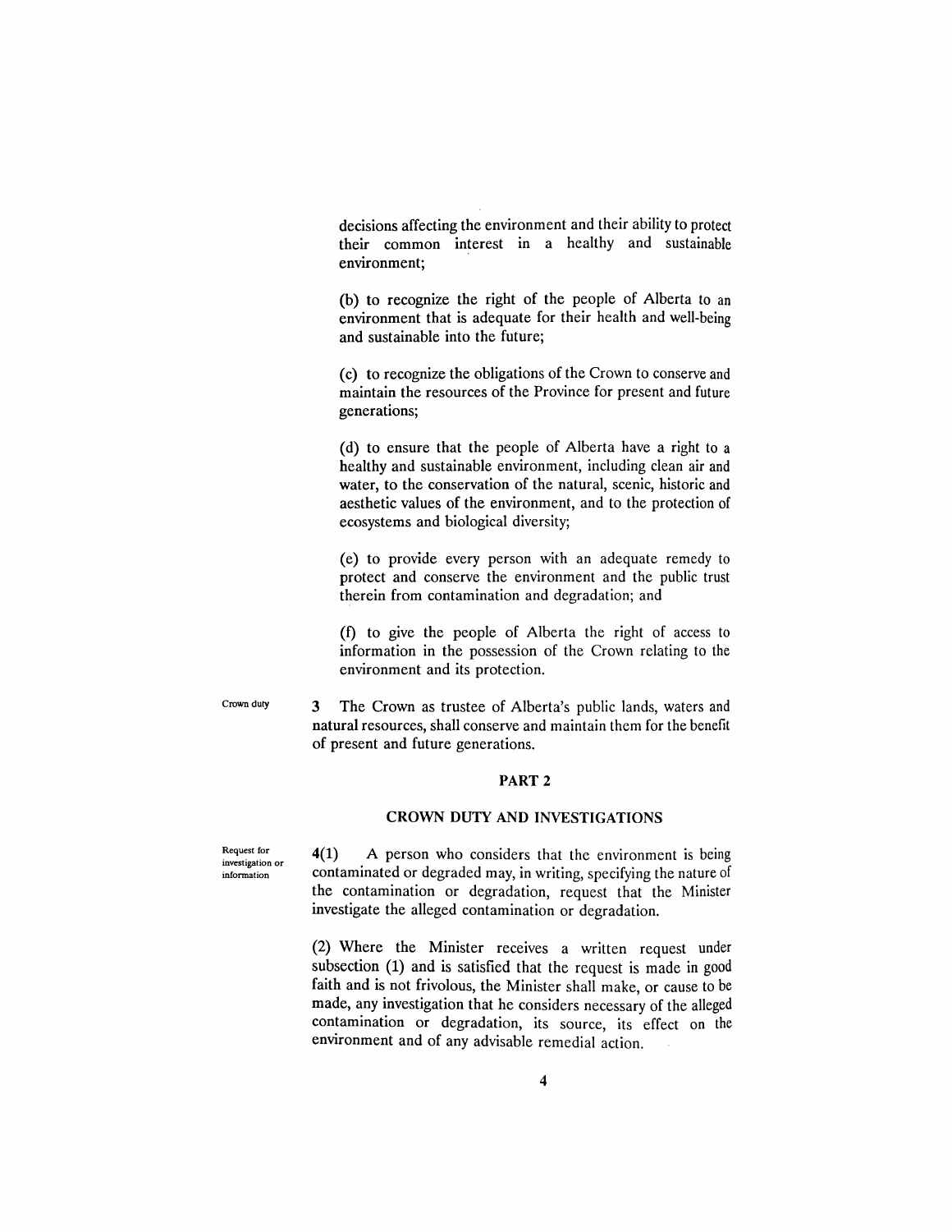decisions affecting the environment and their ability to protect their common interest in a healthy and sustainable environment;

(b) to recognize the right of the people of Alberta to an environment that is adequate for their health and well-being and sustainable into the future;

(c) to recognize the obligations of the Crown to conserve and maintain the resources of the Province for present and future generations;

(d) to ensure that the people of Alberta have a right to a healthy and sustainable environment, including clean air and water, to the conservation of the natural, scenic, historic and aesthetic values of the environment, and to the protection of ecosystems and biological diversity;

(e) to provide every person with an adequate remedy to protect and conserve the environment and the public trust therein from contamination and degradation; and

(f) to give the people of Alberta the right of access to information in the possession of the Crown relating to the environment and its protection.

Crown duty

**3** The Crown as trustee of Alberta's public lands, waters and natural resources, shall conserve and maintain them for the benefit of present and future generations.

## PART 2

## CROWN DUTY AND INVESTIGATIONS

Request for investigation or information

**4(1)** A person who considers that the environment is being contaminated or degraded may, in writing, specifying the nature of the contamination or degradation, request that the Minister investigate the alleged contamination or degradation.

(2) Where the Minister receives a written request under subsection (1) and is satisfied that the request is made in good faith and is not frivolous, the Minister shall make, or cause to be made, any investigation that he considers necessary of the alleged contamination or degradation, its source, its effect on the environment and of any advisable remedial action.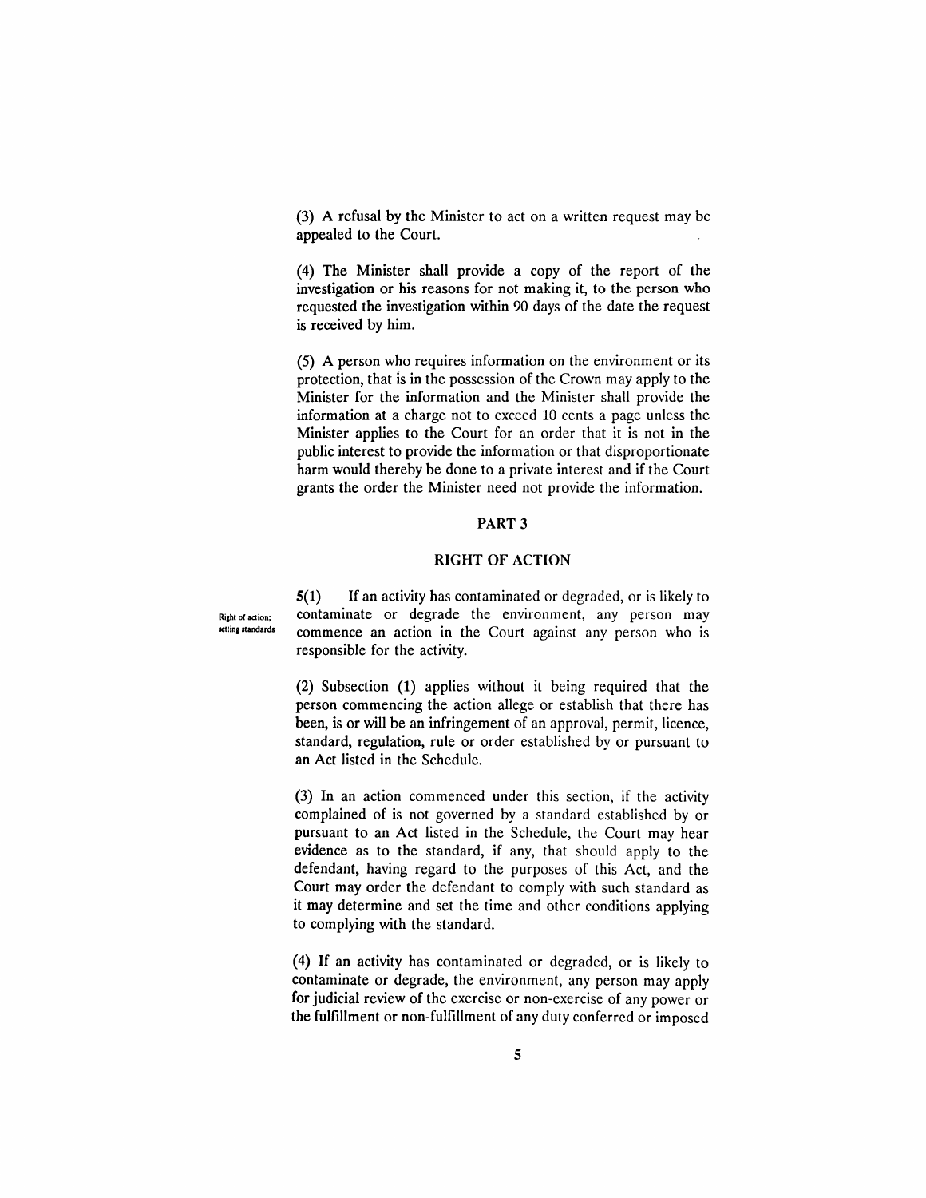(3) A refusal by the Minister to act on a written request may be appealed to the Court.

(4) The Minister shall provide a copy of the report of the investigation or his reasons for not making it, to the person who requested the investigation within 90 days of the date the request is received by him.

(5) A person who requires information on the environment or its protection, that is in the possession of the Crown may apply to the Minister for the information and the Minister shall provide the information at a charge not to exceed 10 cents a page unless the Minister applies to the Court for an order that it is not in the public interest to provide the information or that disproportionate harm would thereby be done to a private interest and if the Court grants the order the Minister need not provide the information.

## PART 3

## RIGHT OF ACTION

Right of action; setting standards

**5**(1) If an activity has contaminated or degraded, or is likely to contaminate or degrade the environment, any person may commence an action in the Court against any person who is responsible for the activity.

(2) Subsection (1) applies without it being required that the person commencing the action allege or establish that there has been, is or will be an infringement of an approval, permit, licence, standard, regulation, rule or order established by or pursuant to an Act listed in the Schedule.

(3) In an action commenced under this section, if the activity complained of is not governed by a standard established by or pursuant to an Act listed in the Schedule, the Court may hear evidence as to the standard, if any, that should apply to the defendant, having regard to the purposes of this Act, and the Court may order the defendant to comply with such standard as it may determine and set the time and other conditions applying to complying with the standard.

(4) If an activity has contaminated or degraded, or is likely to contaminate or degrade, the environment, any person may apply for judicial review of the exercise or non-exercise of any power or the fulfillment or non-fulfillment of any duty conferred or imposed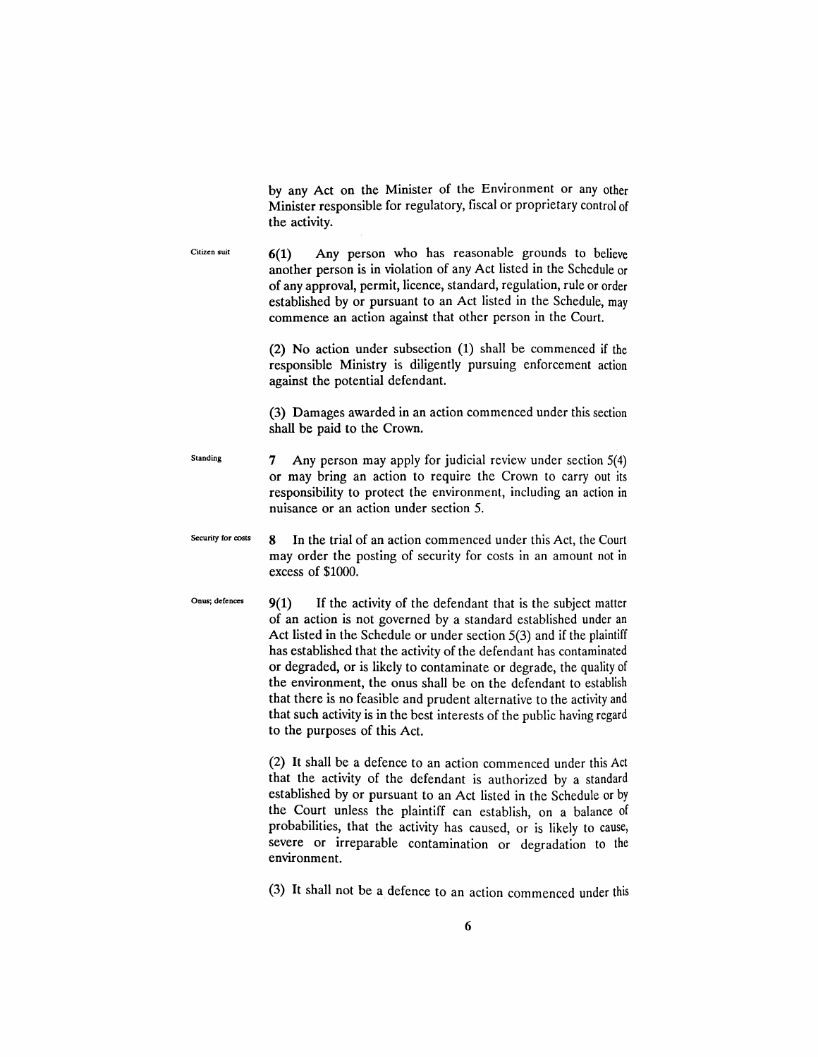by any Act on the Minister of the Environment or any other Minister responsible for regulatory, fiscal or proprietary control of the activity.

**Citizen suit**

6(1) Any person who has reasonable grounds to believe another person is in violation of any Act listed in the Schedule or of any approval, permit, licence, standard, regulation, rule or order established by or pursuant to an Act listed in the Schedule, may commence an action against that other person in the Court.

(2) No action under subsection (1) shall be commenced if the responsible Ministry is diligently pursuing enforcement action against the potential defendant.

(3) Damages awarded in an action commenced under this section shall be paid to the Crown.

**Standing**

7 Any person may apply for judicial review under section 5(4) or may bring an action to require the Crown to carry out its responsibility to protect the environment, including an action in nuisance or an action under section 5.

**Security for costs**

8 In the trial of an action commenced under this Act, the Court may order the posting of security for costs in an amount not in excess of $1000.

**Onus; defences**

9(1) If the activity of the defendant that is the subject matter of an action is not governed by a standard established under an Act listed in the Schedule or under section 5(3) and if the plaintiff has established that the activity of the defendant has contaminated or degraded, or is likely to contaminate or degrade, the quality of the environment, the onus shall be on the defendant to establish that there is no feasible and prudent alternative to the activity and that such activity is in the best interests of the public having regard to the purposes of this Act.

(2) It shall be a defence to an action commenced under this Act that the activity of the defendant is authorized by a standard established by or pursuant to an Act listed in the Schedule or by the Court unless the plaintiff can establish, on a balance of probabilities, that the activity has caused, or is likely to cause, severe or irreparable contamination or degradation to the environment.

(3) It shall not be a defence to an action commenced under this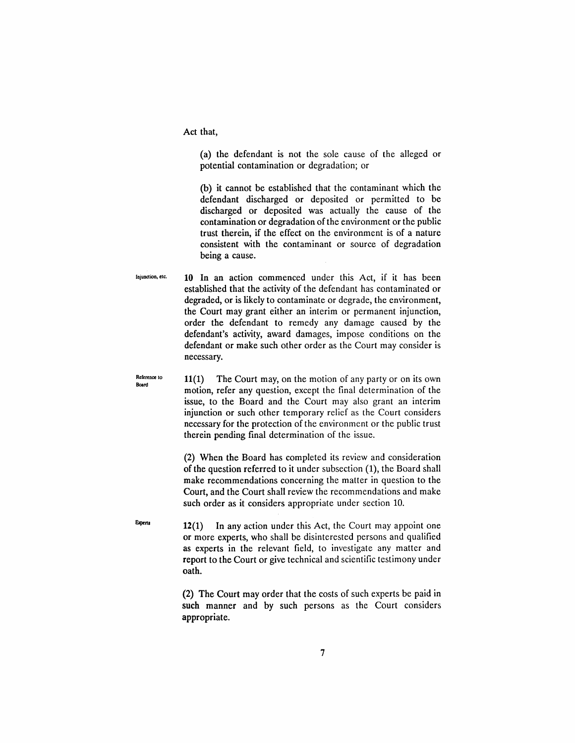Act that,

(a) the defendant is not the sole cause of the alleged or potential contamination or degradation; or

(b) it cannot be established that the contaminant which the defendant discharged or deposited or permitted to be discharged or deposited was actually the cause of the contamination or degradation of the environment or the public trust therein, if the effect on the environment is of a nature consistent with the contaminant or source of degradation being a cause.

Injunction, etc.

**10** In an action commenced under this Act, if it has been established that the activity of the defendant has contaminated or degraded, or is likely to contaminate or degrade, the environment, the Court may grant either an interim or permanent injunction, order the defendant to remedy any damage caused by the defendant's activity, award damages, impose conditions on the defendant or make such other order as the Court may consider is necessary.

Reference to Board

**11**(1) The Court may, on the motion of any party or on its own motion, refer any question, except the final determination of the issue, to the Board and the Court may also grant an interim injunction or such other temporary relief as the Court considers necessary for the protection of the environment or the public trust therein pending final determination of the issue.

(2) When the Board has completed its review and consideration of the question referred to it under subsection (1), the Board shall make recommendations concerning the matter in question to the Court, and the Court shall review the recommendations and make such order as it considers appropriate under section 10.

Experts

**12**(1) In any action under this Act, the Court may appoint one or more experts, who shall be disinterested persons and qualified as experts in the relevant field, to investigate any matter and report to the Court or give technical and scientific testimony under oath.

(2) The Court may order that the costs of such experts be paid in such manner and by such persons as the Court considers appropriate.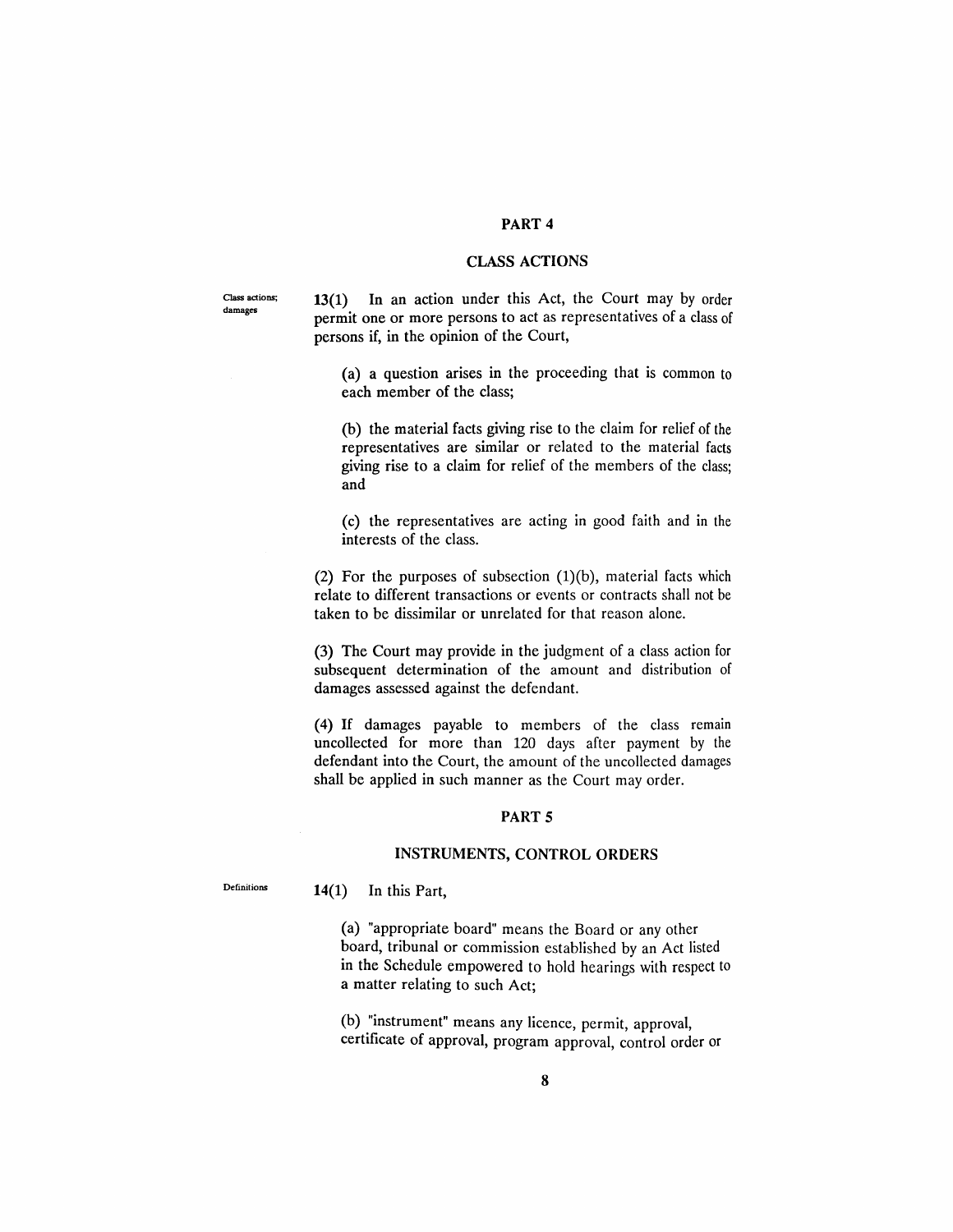## PART 4

## CLASS ACTIONS

Class actions; damages

**13(1)** In an action under this Act, the Court may by order permit one or more persons to act as representatives of a class of persons if, in the opinion of the Court,

(a) a question arises in the proceeding that is common to each member of the class;

(b) the material facts giving rise to the claim for relief of the representatives are similar or related to the material facts giving rise to a claim for relief of the members of the class; and

(c) the representatives are acting in good faith and in the interests of the class.

(2) For the purposes of subsection (1)(b), material facts which relate to different transactions or events or contracts shall not be taken to be dissimilar or unrelated for that reason alone.

(3) The Court may provide in the judgment of a class action for subsequent determination of the amount and distribution of damages assessed against the defendant.

(4) If damages payable to members of the class remain uncollected for more than 120 days after payment by the defendant into the Court, the amount of the uncollected damages shall be applied in such manner as the Court may order.

## PART 5

## INSTRUMENTS, CONTROL ORDERS

Definitions

**14(1)** In this Part,

(a) "appropriate board" means the Board or any other board, tribunal or commission established by an Act listed in the Schedule empowered to hold hearings with respect to a matter relating to such Act;

(b) "instrument" means any licence, permit, approval, certificate of approval, program approval, control order or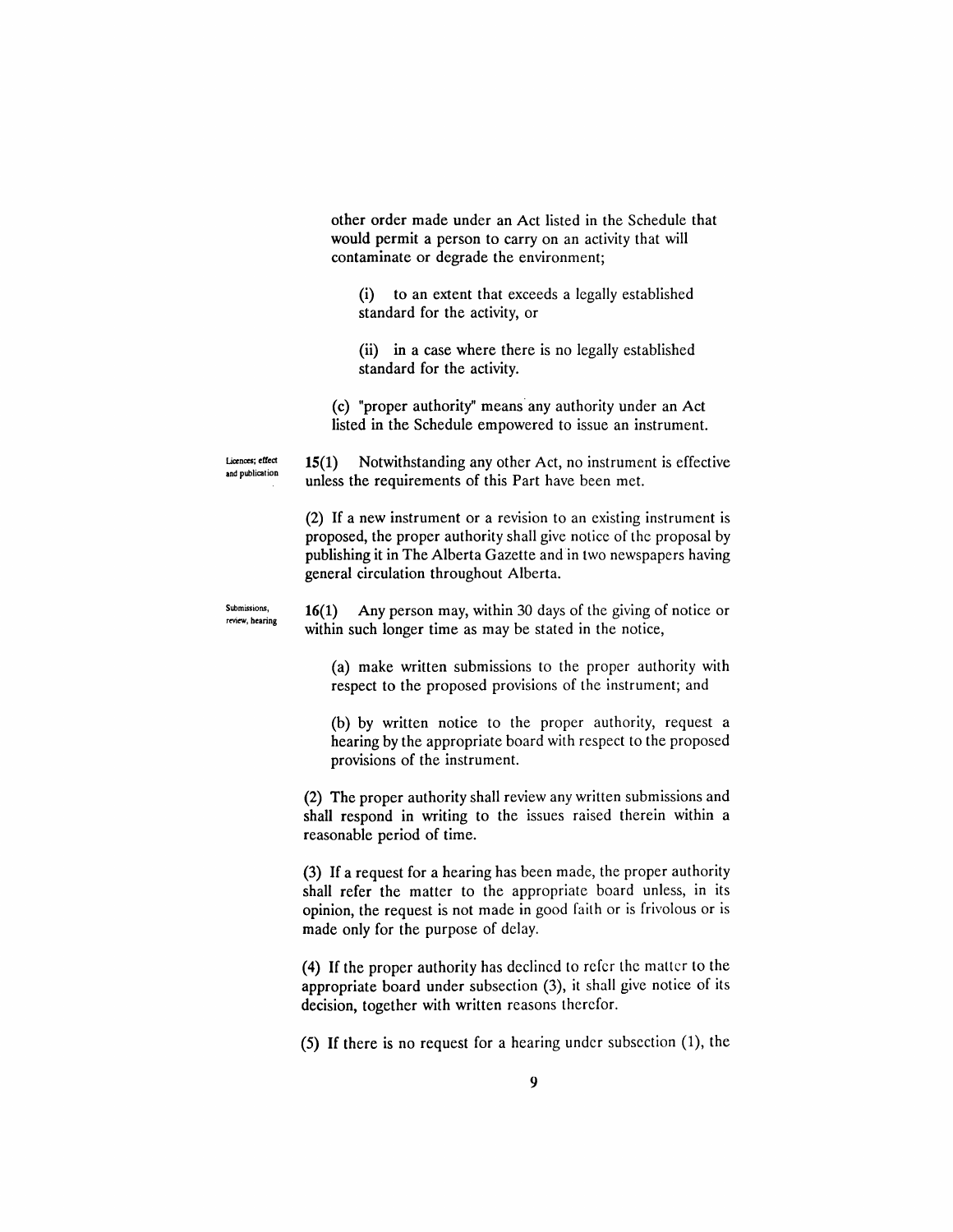other order made under an Act listed in the Schedule that would permit a person to carry on an activity that will contaminate or degrade the environment;

(i) to an extent that exceeds a legally established standard for the activity, or

(ii) in a case where there is no legally established standard for the activity.

(c) "proper authority" means any authority under an Act listed in the Schedule empowered to issue an instrument.

Licences; effect and publication

**15(1)** Notwithstanding any other Act, no instrument is effective unless the requirements of this Part have been met.

(2) If a new instrument or a revision to an existing instrument is proposed, the proper authority shall give notice of the proposal by publishing it in The Alberta Gazette and in two newspapers having general circulation throughout Alberta.

Submissions, review, hearing

**16(1)** Any person may, within 30 days of the giving of notice or within such longer time as may be stated in the notice,

(a) make written submissions to the proper authority with respect to the proposed provisions of the instrument; and

(b) by written notice to the proper authority, request a hearing by the appropriate board with respect to the proposed provisions of the instrument.

(2) The proper authority shall review any written submissions and shall respond in writing to the issues raised therein within a reasonable period of time.

(3) If a request for a hearing has been made, the proper authority shall refer the matter to the appropriate board unless, in its opinion, the request is not made in good faith or is frivolous or is made only for the purpose of delay.

(4) If the proper authority has declined to refer the matter to the appropriate board under subsection (3), it shall give notice of its decision, together with written reasons therefor.

(5) If there is no request for a hearing under subsection (1), the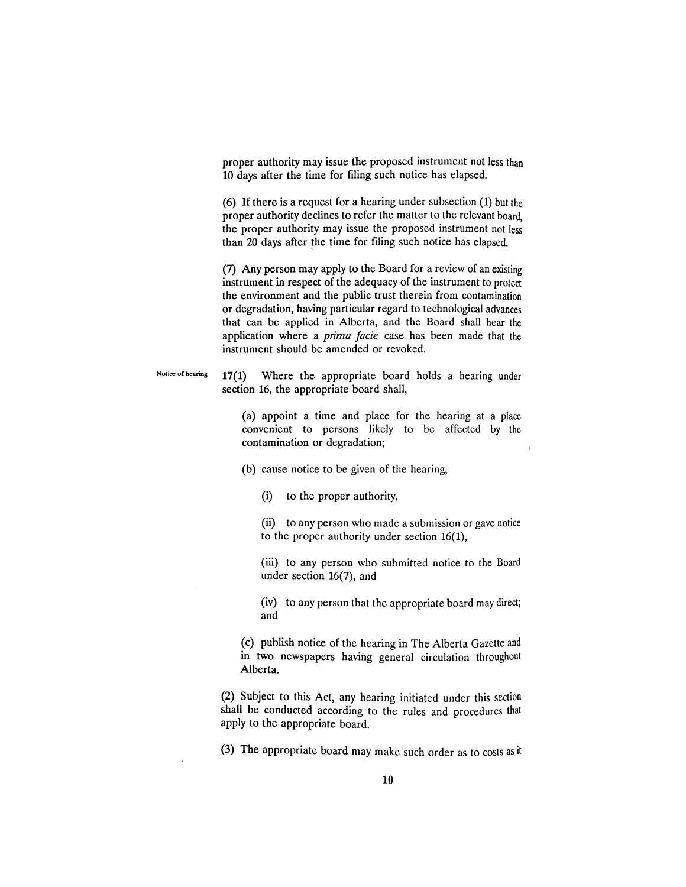proper authority may issue the proposed instrument not less than 10 days after the time for filing such notice has elapsed.

(6) If there is a request for a hearing under subsection (1) but the proper authority declines to refer the matter to the relevant board, the proper authority may issue the proposed instrument not less than 20 days after the time for filing such notice has elapsed.

(7) Any person may apply to the Board for a review of an existing instrument in respect of the adequacy of the instrument to protect the environment and the public trust therein from contamination or degradation, having particular regard to technological advances that can be applied in Alberta, and the Board shall hear the application where a *prima facie* case has been made that the instrument should be amended or revoked.

Notice of hearing

**17**(1) Where the appropriate board holds a hearing under section 16, the appropriate board shall,

(a) appoint a time and place for the hearing at a place convenient to persons likely to be affected by the contamination or degradation;

(b) cause notice to be given of the hearing,

(i) to the proper authority,

(ii) to any person who made a submission or gave notice to the proper authority under section 16(1),

(iii) to any person who submitted notice to the Board under section 16(7), and

(iv) to any person that the appropriate board may direct; and

(c) publish notice of the hearing in The Alberta Gazette and in two newspapers having general circulation throughout Alberta.

(2) Subject to this Act, any hearing initiated under this section shall be conducted according to the rules and procedures that apply to the appropriate board.

(3) The appropriate board may make such order as to costs as it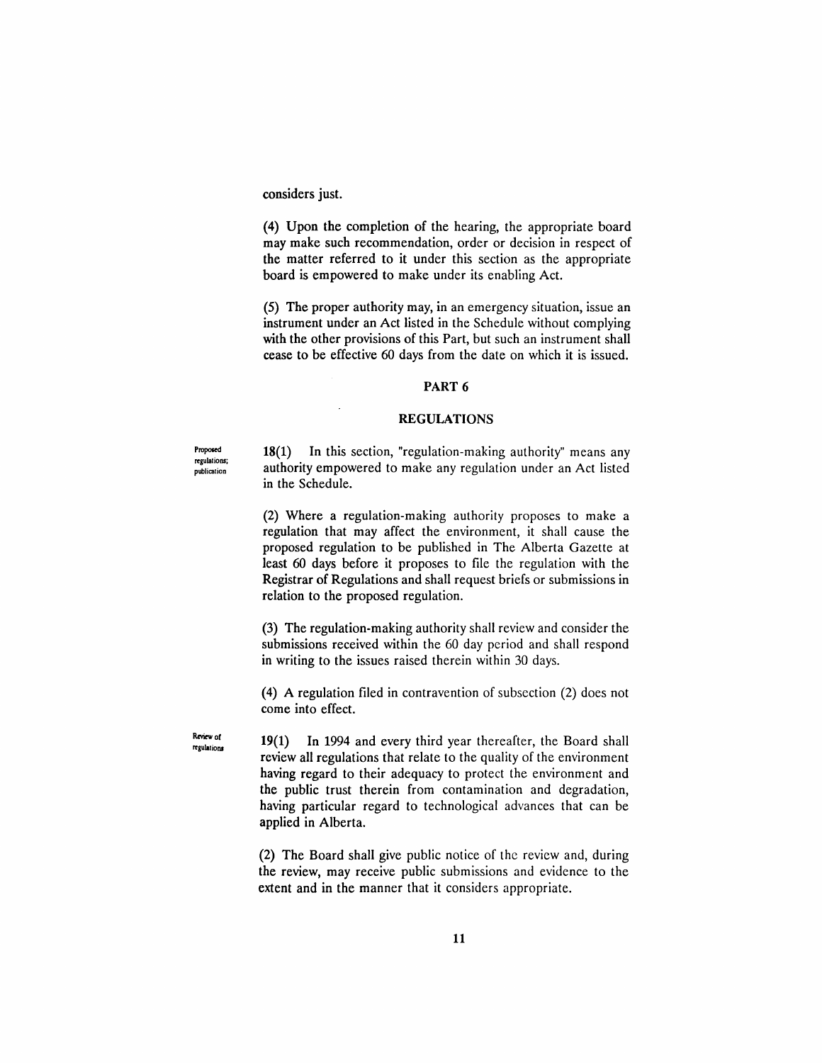considers just.

(4) Upon the completion of the hearing, the appropriate board may make such recommendation, order or decision in respect of the matter referred to it under this section as the appropriate board is empowered to make under its enabling Act.

(5) The proper authority may, in an emergency situation, issue an instrument under an Act listed in the Schedule without complying with the other provisions of this Part, but such an instrument shall cease to be effective 60 days from the date on which it is issued.

## PART 6

## REGULATIONS

Proposed regulations; publication

**18(1)** In this section, "regulation-making authority" means any authority empowered to make any regulation under an Act listed in the Schedule.

(2) Where a regulation-making authority proposes to make a regulation that may affect the environment, it shall cause the proposed regulation to be published in The Alberta Gazette at least 60 days before it proposes to file the regulation with the Registrar of Regulations and shall request briefs or submissions in relation to the proposed regulation.

(3) The regulation-making authority shall review and consider the submissions received within the 60 day period and shall respond in writing to the issues raised therein within 30 days.

(4) A regulation filed in contravention of subsection (2) does not come into effect.

Review of regulations

**19(1)** In 1994 and every third year thereafter, the Board shall review all regulations that relate to the quality of the environment having regard to their adequacy to protect the environment and the public trust therein from contamination and degradation, having particular regard to technological advances that can be applied in Alberta.

(2) The Board shall give public notice of the review and, during the review, may receive public submissions and evidence to the extent and in the manner that it considers appropriate.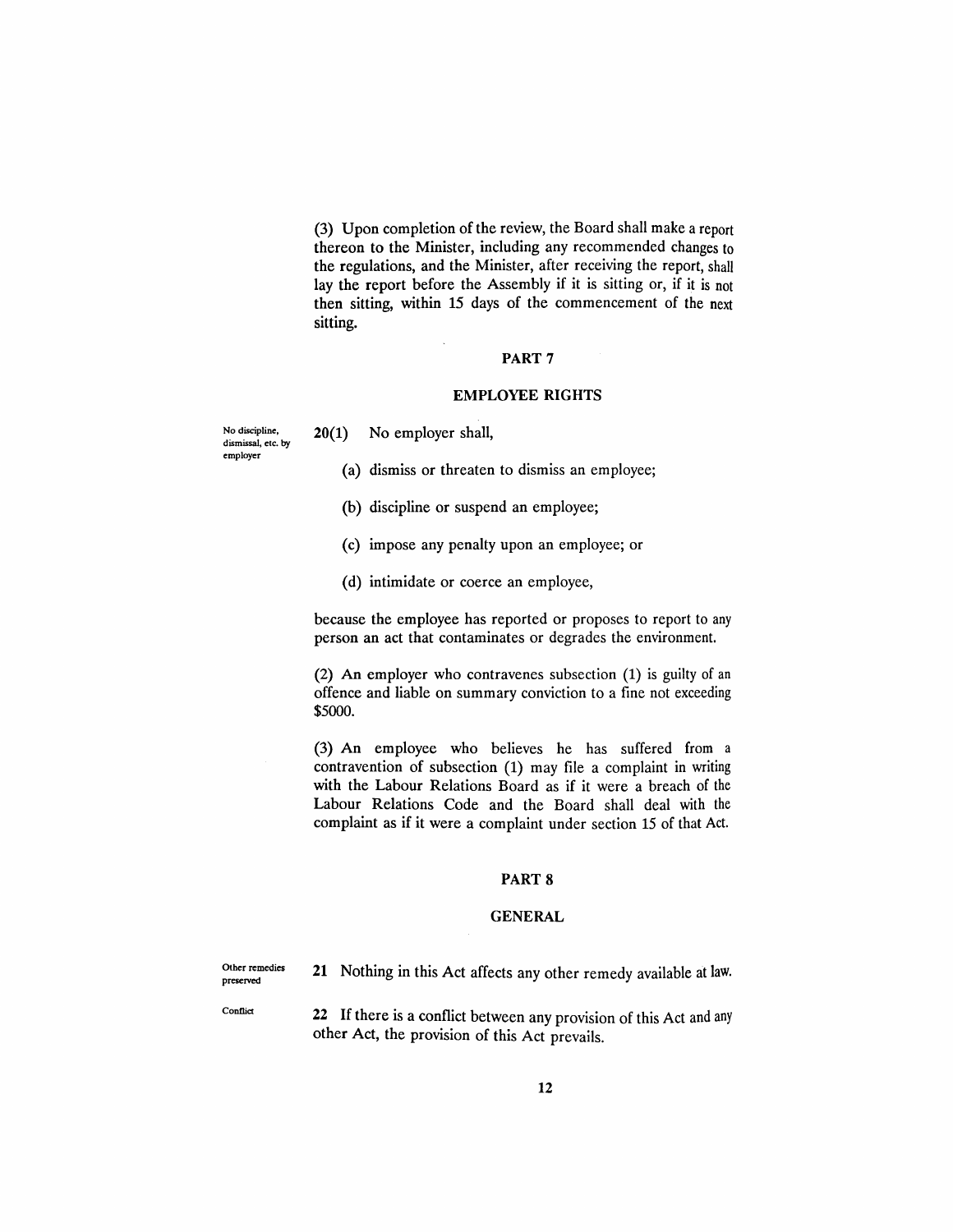(3) Upon completion of the review, the Board shall make a report thereon to the Minister, including any recommended changes to the regulations, and the Minister, after receiving the report, shall lay the report before the Assembly if it is sitting or, if it is not then sitting, within 15 days of the commencement of the next sitting.

## PART 7

## EMPLOYEE RIGHTS

No discipline, dismissal, etc. by employer

**20(1)** No employer shall,

(a) dismiss or threaten to dismiss an employee;

(b) discipline or suspend an employee;

(c) impose any penalty upon an employee; or

(d) intimidate or coerce an employee,

because the employee has reported or proposes to report to any person an act that contaminates or degrades the environment.

(2) An employer who contravenes subsection (1) is guilty of an offence and liable on summary conviction to a fine not exceeding $5000.

(3) An employee who believes he has suffered from a contravention of subsection (1) may file a complaint in writing with the Labour Relations Board as if it were a breach of the Labour Relations Code and the Board shall deal with the complaint as if it were a complaint under section 15 of that Act.

## PART 8

## GENERAL

Other remedies preserved

**21** Nothing in this Act affects any other remedy available at law.

Conflict

**22** If there is a conflict between any provision of this Act and any other Act, the provision of this Act prevails.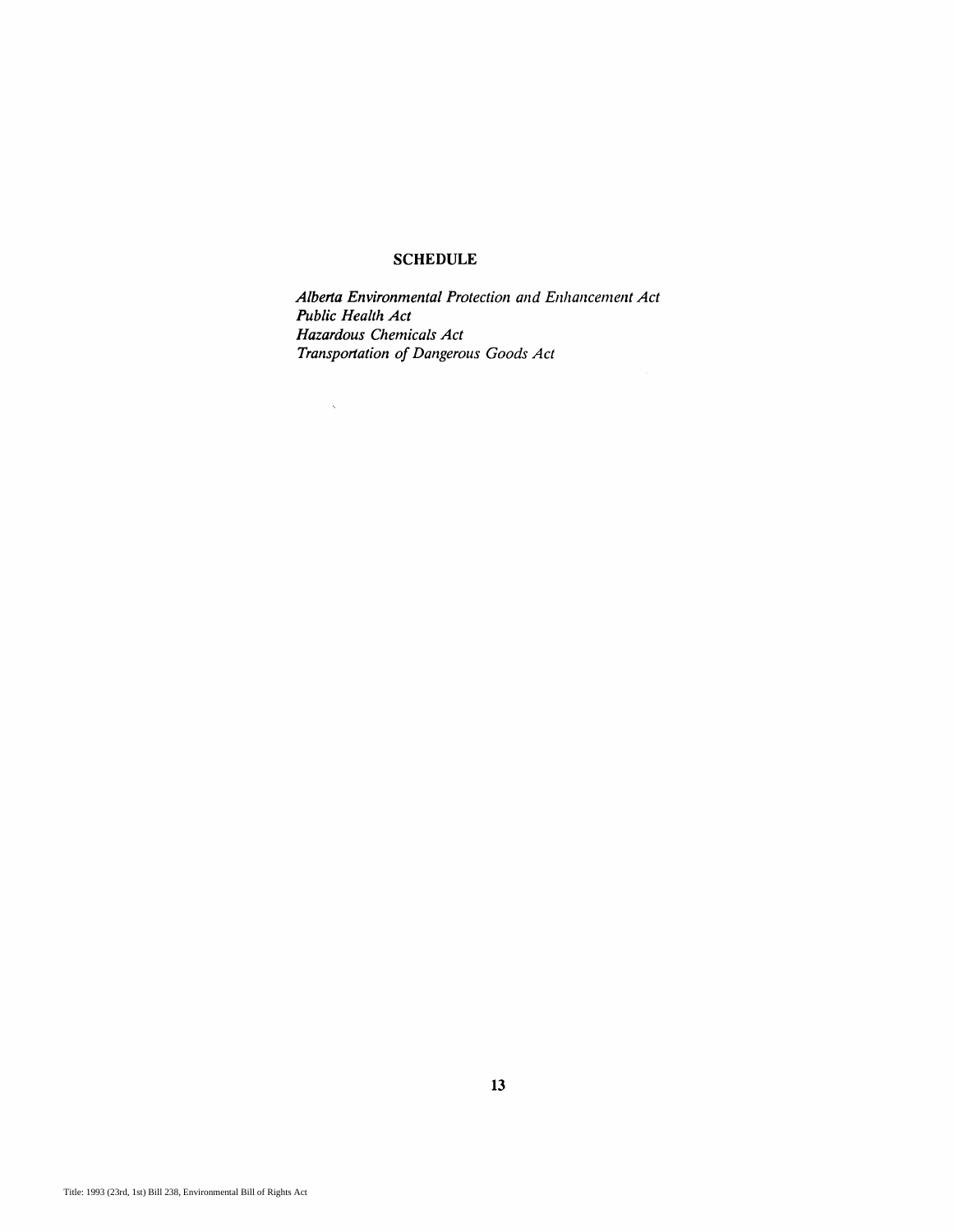## SCHEDULE

*Alberta Environmental Protection and Enhancement Act*
*Public Health Act*
*Hazardous Chemicals Act*
*Transportation of Dangerous Goods Act*